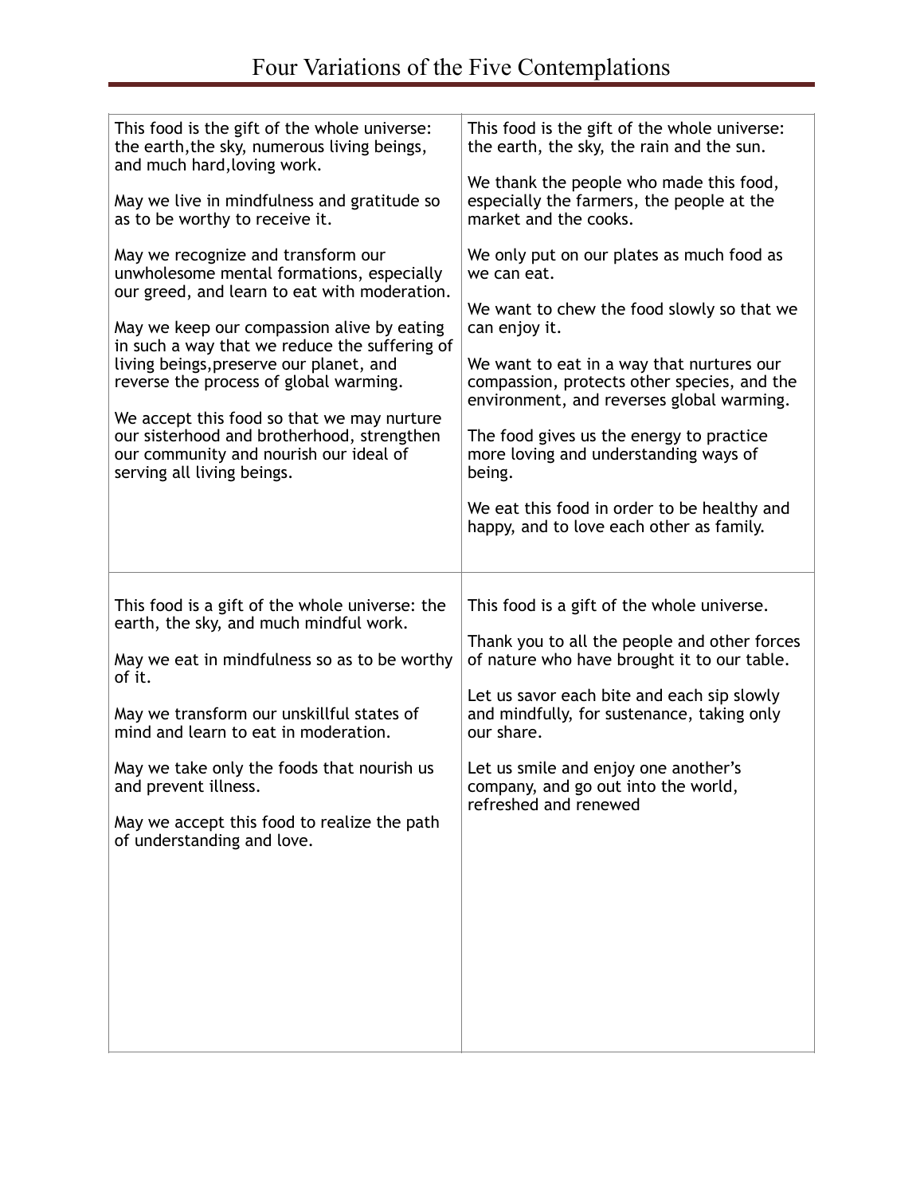# Four Variations of the Five Contemplations

This food is the gift of the whole universe: the earth,the sky, numerous living beings, and much hard,loving work.

May we live in mindfulness and gratitude so as to be worthy to receive it.

May we recognize and transform our unwholesome mental formations, especially our greed, and learn to eat with moderation.

May we keep our compassion alive by eating in such a way that we reduce the suffering of living beings,preserve our planet, and reverse the process of global warming.

We accept this food so that we may nurture our sisterhood and brotherhood, strengthen our community and nourish our ideal of serving all living beings.

---

This food is the gift of the whole universe: the earth, the sky, the rain and the sun.

We thank the people who made this food, especially the farmers, the people at the market and the cooks.

We only put on our plates as much food as we can eat.

We want to chew the food slowly so that we can enjoy it.

We want to eat in a way that nurtures our compassion, protects other species, and the environment, and reverses global warming.

The food gives us the energy to practice more loving and understanding ways of being.

We eat this food in order to be healthy and happy, and to love each other as family.

---

This food is a gift of the whole universe: the earth, the sky, and much mindful work.

May we eat in mindfulness so as to be worthy of it.

May we transform our unskillful states of mind and learn to eat in moderation.

May we take only the foods that nourish us and prevent illness.

May we accept this food to realize the path of understanding and love.

---

This food is a gift of the whole universe.

Thank you to all the people and other forces of nature who have brought it to our table.

Let us savor each bite and each sip slowly and mindfully, for sustenance, taking only our share.

Let us smile and enjoy one another's company, and go out into the world, refreshed and renewed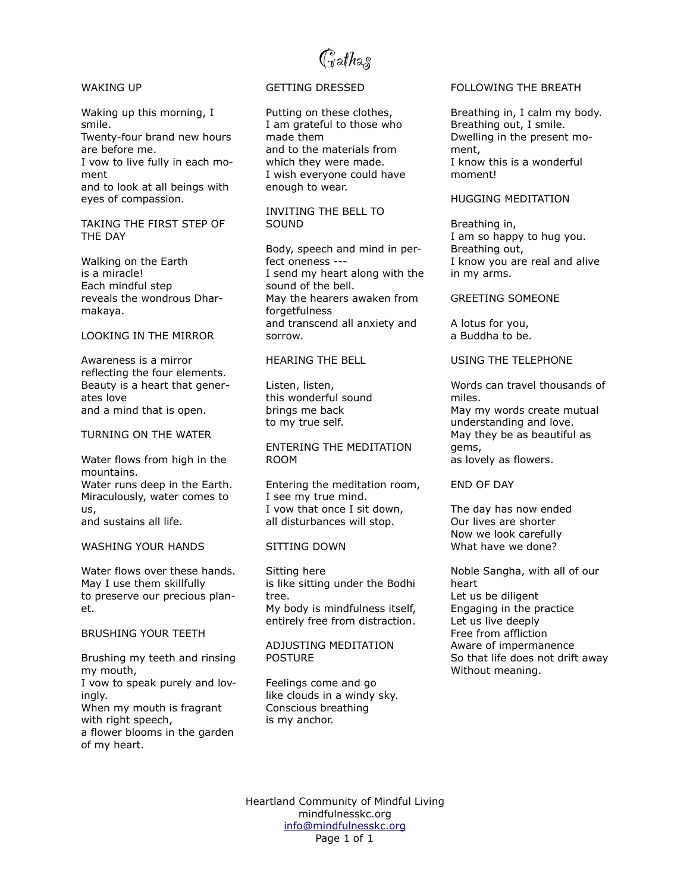# Gathas

## WAKING UP

Waking up this morning, I smile.
Twenty-four brand new hours are before me.
I vow to live fully in each moment
and to look at all beings with eyes of compassion.

## TAKING THE FIRST STEP OF THE DAY

Walking on the Earth
is a miracle!
Each mindful step
reveals the wondrous Dharmakaya.

## LOOKING IN THE MIRROR

Awareness is a mirror
reflecting the four elements.
Beauty is a heart that generates love
and a mind that is open.

## TURNING ON THE WATER

Water flows from high in the mountains.
Water runs deep in the Earth.
Miraculously, water comes to us,
and sustains all life.

## WASHING YOUR HANDS

Water flows over these hands.
May I use them skillfully
to preserve our precious planet.

## BRUSHING YOUR TEETH

Brushing my teeth and rinsing my mouth,
I vow to speak purely and lovingly.
When my mouth is fragrant with right speech,
a flower blooms in the garden of my heart.

## GETTING DRESSED

Putting on these clothes,
I am grateful to those who made them
and to the materials from which they were made.
I wish everyone could have enough to wear.

## INVITING THE BELL TO SOUND

Body, speech and mind in perfect oneness ---
I send my heart along with the sound of the bell.
May the hearers awaken from forgetfulness
and transcend all anxiety and sorrow.

## HEARING THE BELL

Listen, listen,
this wonderful sound
brings me back
to my true self.

## ENTERING THE MEDITATION ROOM

Entering the meditation room,
I see my true mind.
I vow that once I sit down,
all disturbances will stop.

## SITTING DOWN

Sitting here
is like sitting under the Bodhi tree.
My body is mindfulness itself,
entirely free from distraction.

## ADJUSTING MEDITATION POSTURE

Feelings come and go
like clouds in a windy sky.
Conscious breathing
is my anchor.

## FOLLOWING THE BREATH

Breathing in, I calm my body.
Breathing out, I smile.
Dwelling in the present moment,
I know this is a wonderful moment!

## HUGGING MEDITATION

Breathing in,
I am so happy to hug you.
Breathing out,
I know you are real and alive in my arms.

## GREETING SOMEONE

A lotus for you,
a Buddha to be.

## USING THE TELEPHONE

Words can travel thousands of miles.
May my words create mutual understanding and love.
May they be as beautiful as gems,
as lovely as flowers.

## END OF DAY

The day has now ended
Our lives are shorter
Now we look carefully
What have we done?

Noble Sangha, with all of our heart
Let us be diligent
Engaging in the practice
Let us live deeply
Free from affliction
Aware of impermanence
So that life does not drift away
Without meaning.

Heartland Community of Mindful Living
mindfulnesskc.org
info@mindfulnesskc.org